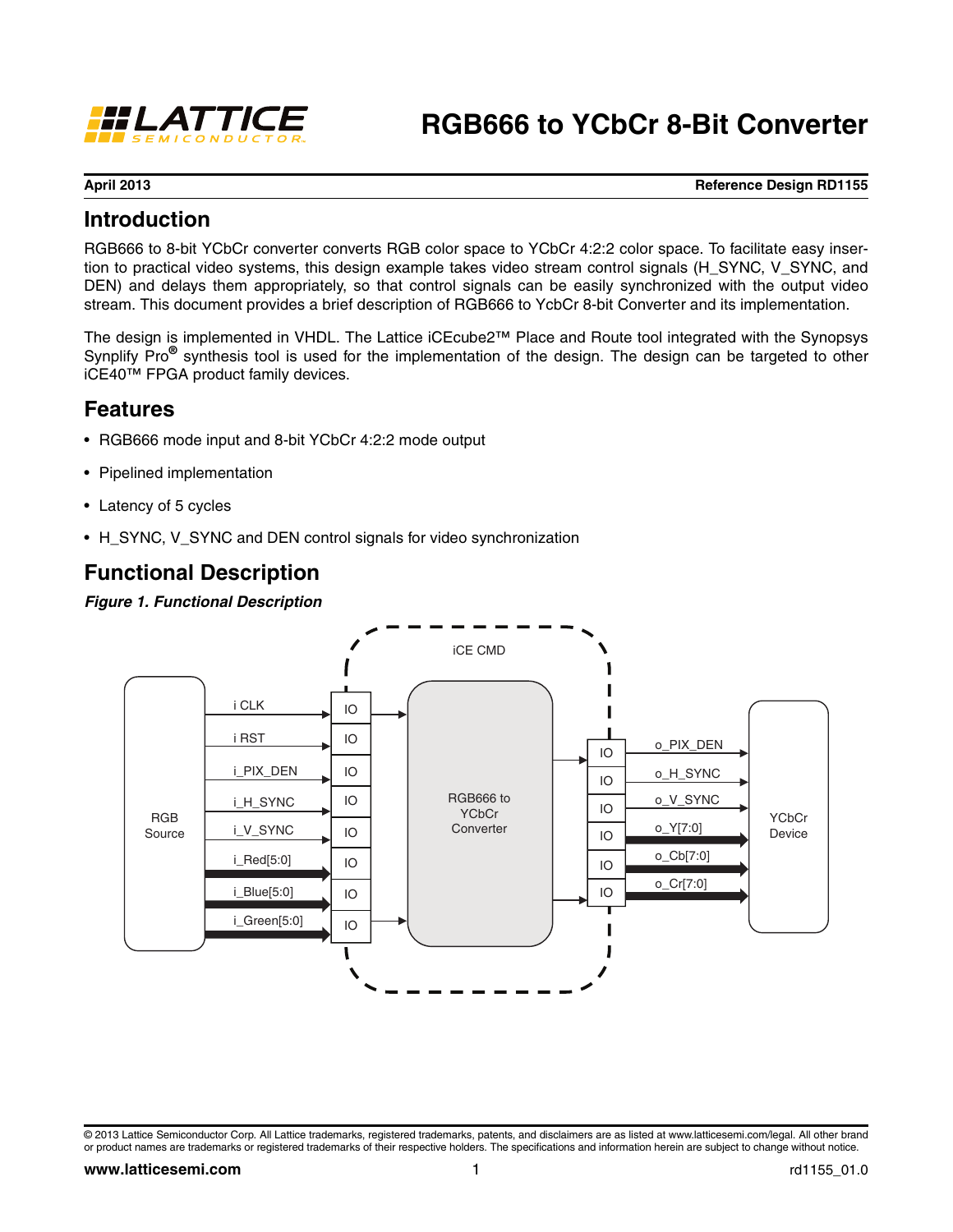# RGB666 to YCbCr 8-Bit Converter

**April 2013** **Reference Design RD1155**

## Introduction

RGB666 to 8-bit YCbCr converter converts RGB color space to YCbCr 4:2:2 color space. To facilitate easy insertion to practical video systems, this design example takes video stream control signals (H_SYNC, V_SYNC, and DEN) and delays them appropriately, so that control signals can be easily synchronized with the output video stream. This document provides a brief description of RGB666 to YbCbCr 8-bit Converter and its implementation.

The design is implemented in VHDL. The Lattice iCEcube2™ Place and Route tool integrated with the Synopsys Synplify Pro® synthesis tool is used for the implementation of the design. The design can be targeted to other iCE40™ FPGA product family devices.

## Features

- RGB666 mode input and 8-bit YCbCr 4:2:2 mode output
- Pipelined implementation
- Latency of 5 cycles
- H_SYNC, V_SYNC and DEN control signals for video synchronization

## Functional Description

***Figure 1. Functional Description***

iCE CMD

RGB Source: i CLK, i RST, i_PIX_DEN, i_H_SYNC, i_V_SYNC, i_Red[5:0], i_Blue[5:0], i_Green[5:0] → IO → RGB666 to YCbCr Converter → IO → o_PIX_DEN, o_H_SYNC, o_V_SYNC, o_Y[7:0], o_Cb[7:0], o_Cr[7:0] → YCbCr Device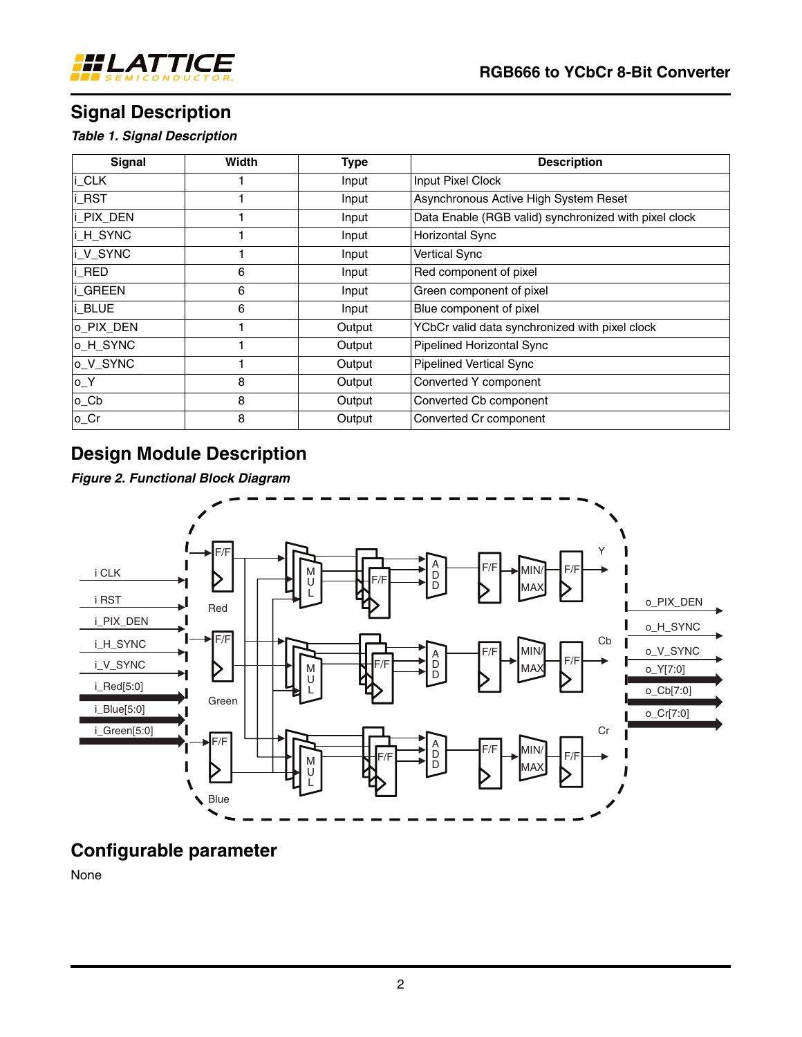## Signal Description

*Table 1. Signal Description*

| Signal | Width | Type | Description |
|---|---|---|---|
| i_CLK | 1 | Input | Input Pixel Clock |
| i_RST | 1 | Input | Asynchronous Active High System Reset |
| i_PIX_DEN | 1 | Input | Data Enable (RGB valid) synchronized with pixel clock |
| i_H_SYNC | 1 | Input | Horizontal Sync |
| i_V_SYNC | 1 | Input | Vertical Sync |
| i_RED | 6 | Input | Red component of pixel |
| i_GREEN | 6 | Input | Green component of pixel |
| i_BLUE | 6 | Input | Blue component of pixel |
| o_PIX_DEN | 1 | Output | YCbCr valid data synchronized with pixel clock |
| o_H_SYNC | 1 | Output | Pipelined Horizontal Sync |
| o_V_SYNC | 1 | Output | Pipelined Vertical Sync |
| o_Y | 8 | Output | Converted Y component |
| o_Cb | 8 | Output | Converted Cb component |
| o_Cr | 8 | Output | Converted Cr component |

## Design Module Description

*Figure 2. Functional Block Diagram*

## Configurable parameter

None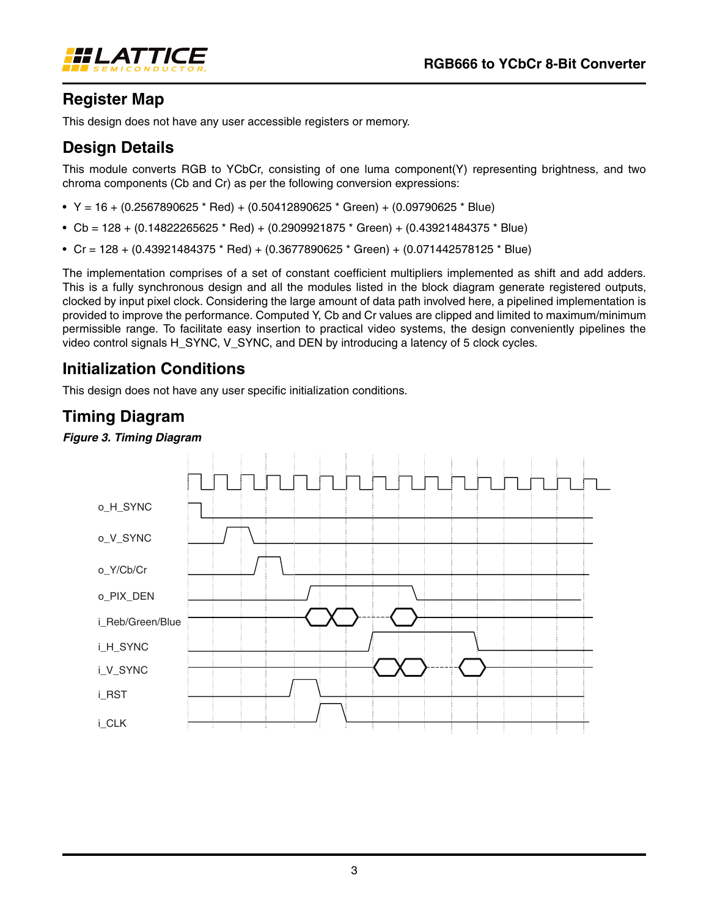## Register Map

This design does not have any user accessible registers or memory.

## Design Details

This module converts RGB to YCbCr, consisting of one luma component(Y) representing brightness, and two chroma components (Cb and Cr) as per the following conversion expressions:

- Y = 16 + (0.2567890625 * Red) + (0.50412890625 * Green) + (0.09790625 * Blue)
- Cb = 128 + (0.14822265625 * Red) + (0.2909921875 * Green) + (0.43921484375 * Blue)
- Cr = 128 + (0.43921484375 * Red) + (0.3677890625 * Green) + (0.071442578125 * Blue)

The implementation comprises of a set of constant coefficient multipliers implemented as shift and add adders. This is a fully synchronous design and all the modules listed in the block diagram generate registered outputs, clocked by input pixel clock. Considering the large amount of data path involved here, a pipelined implementation is provided to improve the performance. Computed Y, Cb and Cr values are clipped and limited to maximum/minimum permissible range. To facilitate easy insertion to practical video systems, the design conveniently pipelines the video control signals H_SYNC, V_SYNC, and DEN by introducing a latency of 5 clock cycles.

## Initialization Conditions

This design does not have any user specific initialization conditions.

## Timing Diagram

***Figure 3. Timing Diagram***

o_H_SYNC
o_V_SYNC
o_Y/Cb/Cr
o_PIX_DEN
i_Reb/Green/Blue
i_H_SYNC
i_V_SYNC
i_RST
i_CLK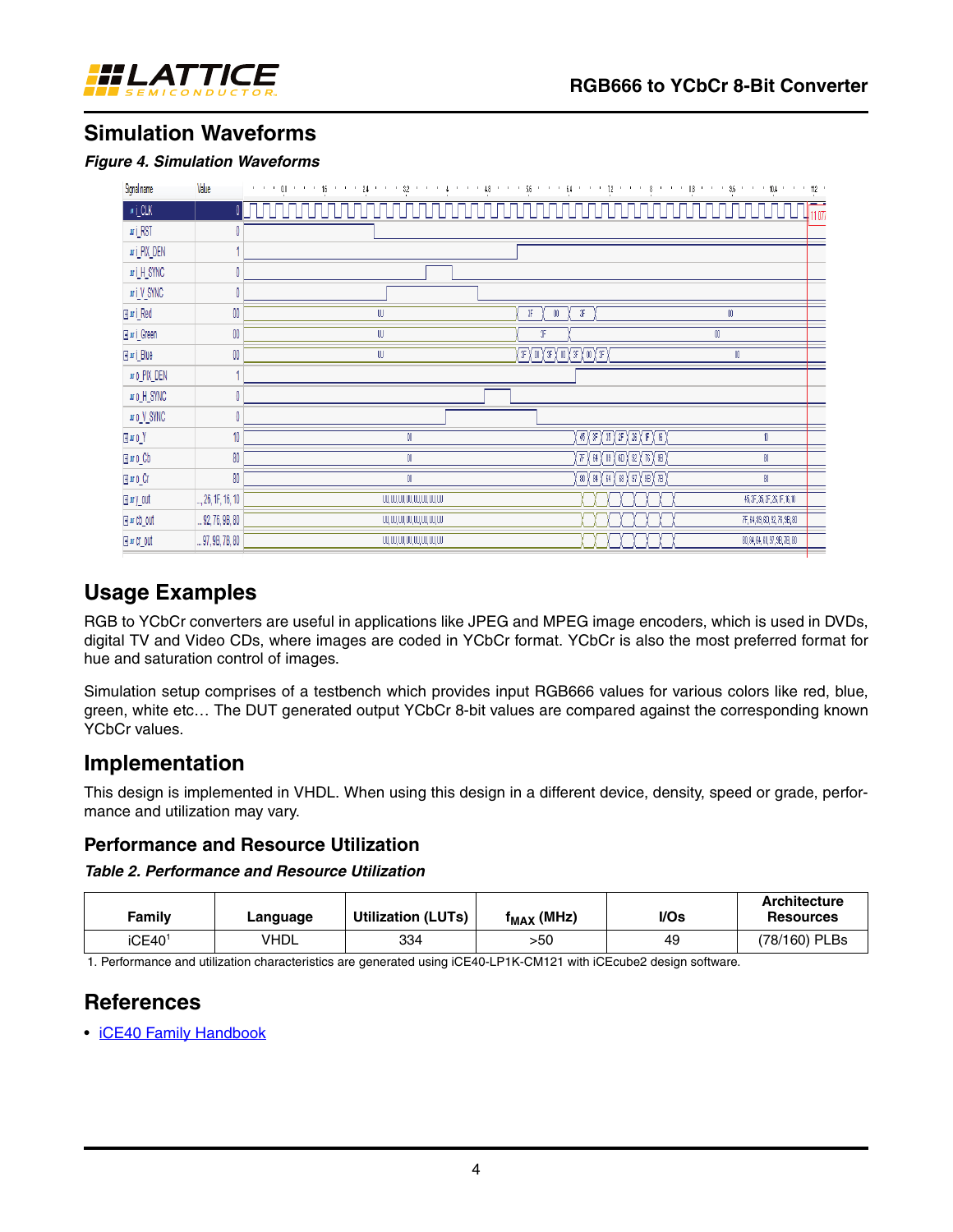## Simulation Waveforms

*Figure 4. Simulation Waveforms*

## Usage Examples

RGB to YCbCr converters are useful in applications like JPEG and MPEG image encoders, which is used in DVDs, digital TV and Video CDs, where images are coded in YCbCr format. YCbCr is also the most preferred format for hue and saturation control of images.

Simulation setup comprises of a testbench which provides input RGB666 values for various colors like red, blue, green, white etc… The DUT generated output YCbCr 8-bit values are compared against the corresponding known YCbCr values.

## Implementation

This design is implemented in VHDL. When using this design in a different device, density, speed or grade, performance and utilization may vary.

### Performance and Resource Utilization

*Table 2. Performance and Resource Utilization*

| Family | Language | Utilization (LUTs) | $f_{MAX}$ (MHz) | I/Os | Architecture Resources |
|---|---|---|---|---|---|
| iCE40[1] | VHDL | 334 | >50 | 49 | (78/160) PLBs |

1. Performance and utilization characteristics are generated using iCE40-LP1K-CM121 with iCEcube2 design software.

## References

- iCE40 Family Handbook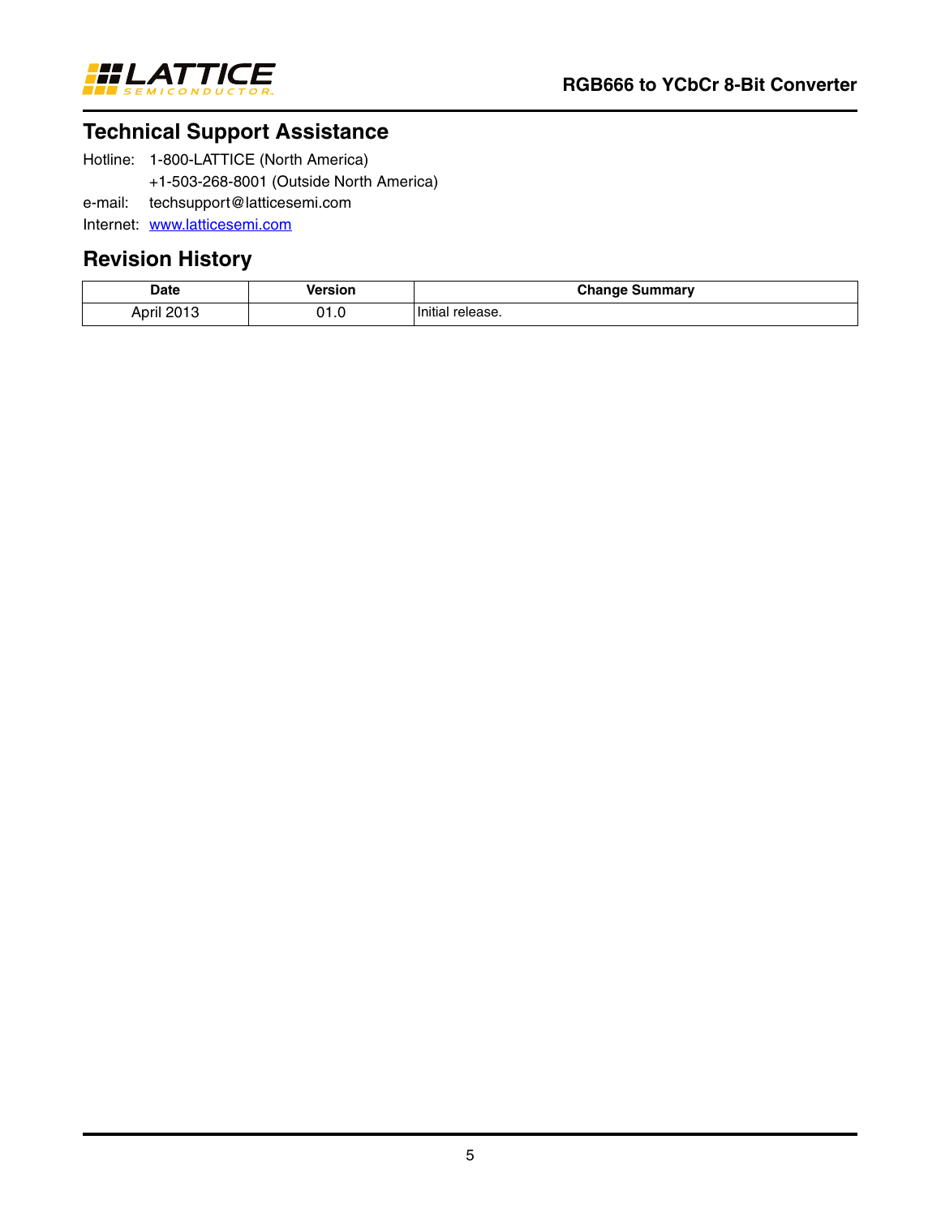## Technical Support Assistance

Hotline: 1-800-LATTICE (North America)
+1-503-268-8001 (Outside North America)

e-mail: techsupport@latticesemi.com

Internet: [www.latticesemi.com](http://www.latticesemi.com)

## Revision History

| Date | Version | Change Summary |
|---|---|---|
| April 2013 | 01.0 | Initial release. |